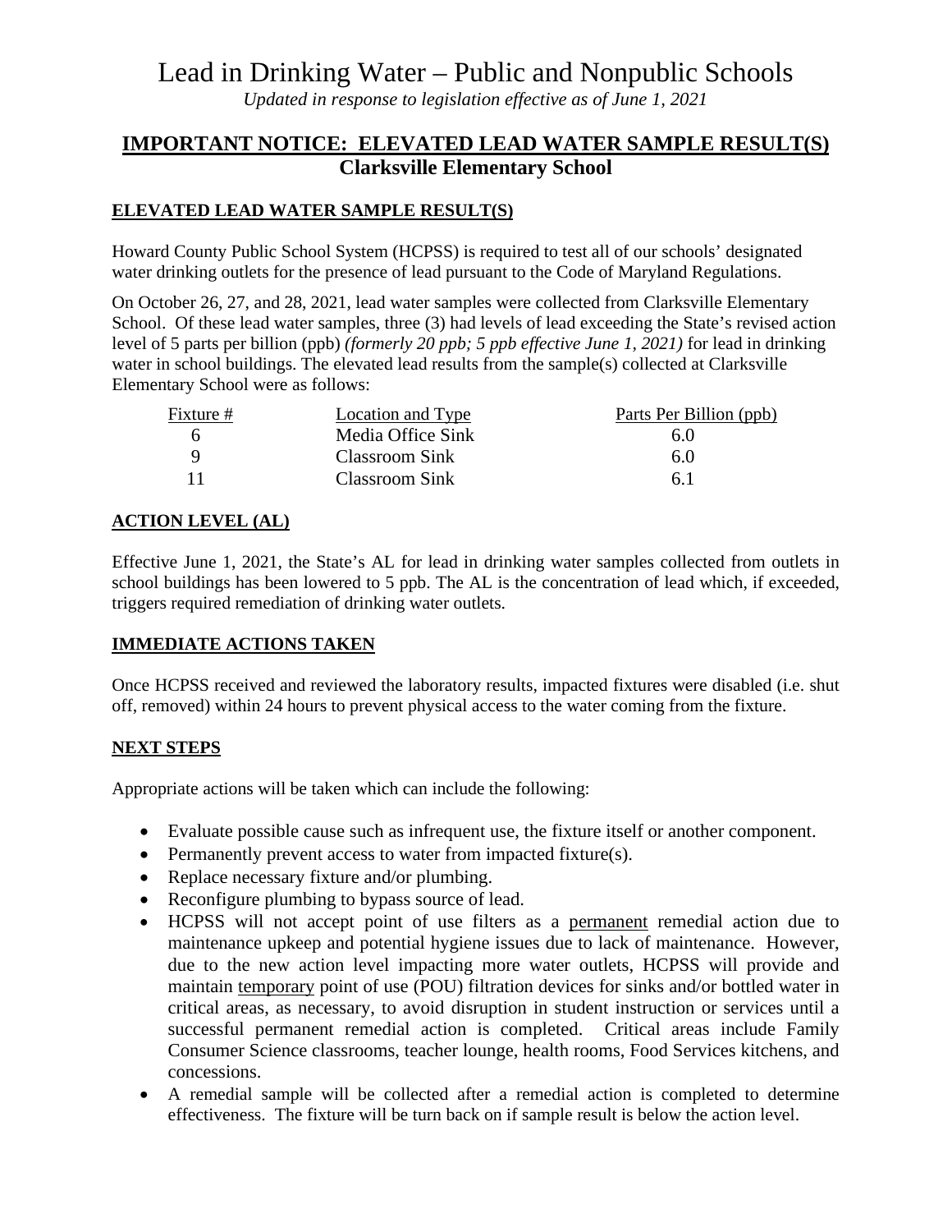# Lead in Drinking Water – Public and Nonpublic Schools

*Updated in response to legislation effective as of June 1, 2021*

## IMPORTANT NOTICE: ELEVATED LEAD WATER SAMPLE RESULT(S)

**Clarksville Elementary School**

### ELEVATED LEAD WATER SAMPLE RESULT(S)

Howard County Public School System (HCPSS) is required to test all of our schools' designated water drinking outlets for the presence of lead pursuant to the Code of Maryland Regulations.

On October 26, 27, and 28, 2021, lead water samples were collected from Clarksville Elementary School. Of these lead water samples, three (3) had levels of lead exceeding the State's revised action level of 5 parts per billion (ppb) *(formerly 20 ppb; 5 ppb effective June 1, 2021)* for lead in drinking water in school buildings. The elevated lead results from the sample(s) collected at Clarksville Elementary School were as follows:

| Fixture # | Location and Type | Parts Per Billion (ppb) |
|---|---|---|
| 6 | Media Office Sink | 6.0 |
| 9 | Classroom Sink | 6.0 |
| 11 | Classroom Sink | 6.1 |

### ACTION LEVEL (AL)

Effective June 1, 2021, the State's AL for lead in drinking water samples collected from outlets in school buildings has been lowered to 5 ppb. The AL is the concentration of lead which, if exceeded, triggers required remediation of drinking water outlets.

### IMMEDIATE ACTIONS TAKEN

Once HCPSS received and reviewed the laboratory results, impacted fixtures were disabled (i.e. shut off, removed) within 24 hours to prevent physical access to the water coming from the fixture.

### NEXT STEPS

Appropriate actions will be taken which can include the following:

- Evaluate possible cause such as infrequent use, the fixture itself or another component.
- Permanently prevent access to water from impacted fixture(s).
- Replace necessary fixture and/or plumbing.
- Reconfigure plumbing to bypass source of lead.
- HCPSS will not accept point of use filters as a permanent remedial action due to maintenance upkeep and potential hygiene issues due to lack of maintenance. However, due to the new action level impacting more water outlets, HCPSS will provide and maintain temporary point of use (POU) filtration devices for sinks and/or bottled water in critical areas, as necessary, to avoid disruption in student instruction or services until a successful permanent remedial action is completed. Critical areas include Family Consumer Science classrooms, teacher lounge, health rooms, Food Services kitchens, and concessions.
- A remedial sample will be collected after a remedial action is completed to determine effectiveness. The fixture will be turn back on if sample result is below the action level.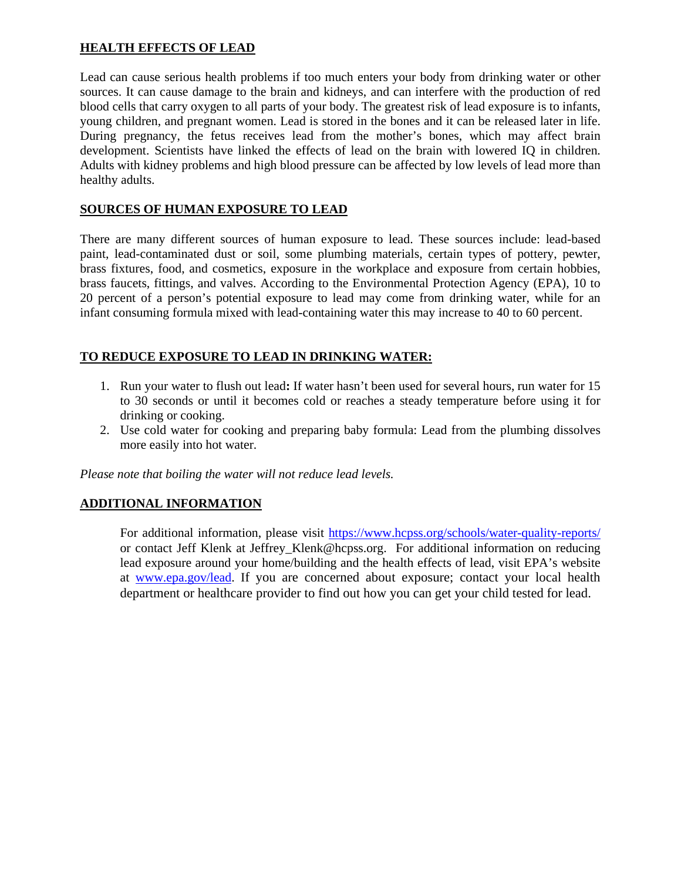## HEALTH EFFECTS OF LEAD

Lead can cause serious health problems if too much enters your body from drinking water or other sources. It can cause damage to the brain and kidneys, and can interfere with the production of red blood cells that carry oxygen to all parts of your body. The greatest risk of lead exposure is to infants, young children, and pregnant women. Lead is stored in the bones and it can be released later in life. During pregnancy, the fetus receives lead from the mother's bones, which may affect brain development. Scientists have linked the effects of lead on the brain with lowered IQ in children. Adults with kidney problems and high blood pressure can be affected by low levels of lead more than healthy adults.

## SOURCES OF HUMAN EXPOSURE TO LEAD

There are many different sources of human exposure to lead. These sources include: lead-based paint, lead-contaminated dust or soil, some plumbing materials, certain types of pottery, pewter, brass fixtures, food, and cosmetics, exposure in the workplace and exposure from certain hobbies, brass faucets, fittings, and valves. According to the Environmental Protection Agency (EPA), 10 to 20 percent of a person's potential exposure to lead may come from drinking water, while for an infant consuming formula mixed with lead-containing water this may increase to 40 to 60 percent.

## TO REDUCE EXPOSURE TO LEAD IN DRINKING WATER:

1. Run your water to flush out lead**:** If water hasn't been used for several hours, run water for 15 to 30 seconds or until it becomes cold or reaches a steady temperature before using it for drinking or cooking.
2. Use cold water for cooking and preparing baby formula: Lead from the plumbing dissolves more easily into hot water.

*Please note that boiling the water will not reduce lead levels.*

## ADDITIONAL INFORMATION

For additional information, please visit https://www.hcpss.org/schools/water-quality-reports/ or contact Jeff Klenk at Jeffrey_Klenk@hcpss.org. For additional information on reducing lead exposure around your home/building and the health effects of lead, visit EPA's website at www.epa.gov/lead. If you are concerned about exposure; contact your local health department or healthcare provider to find out how you can get your child tested for lead.